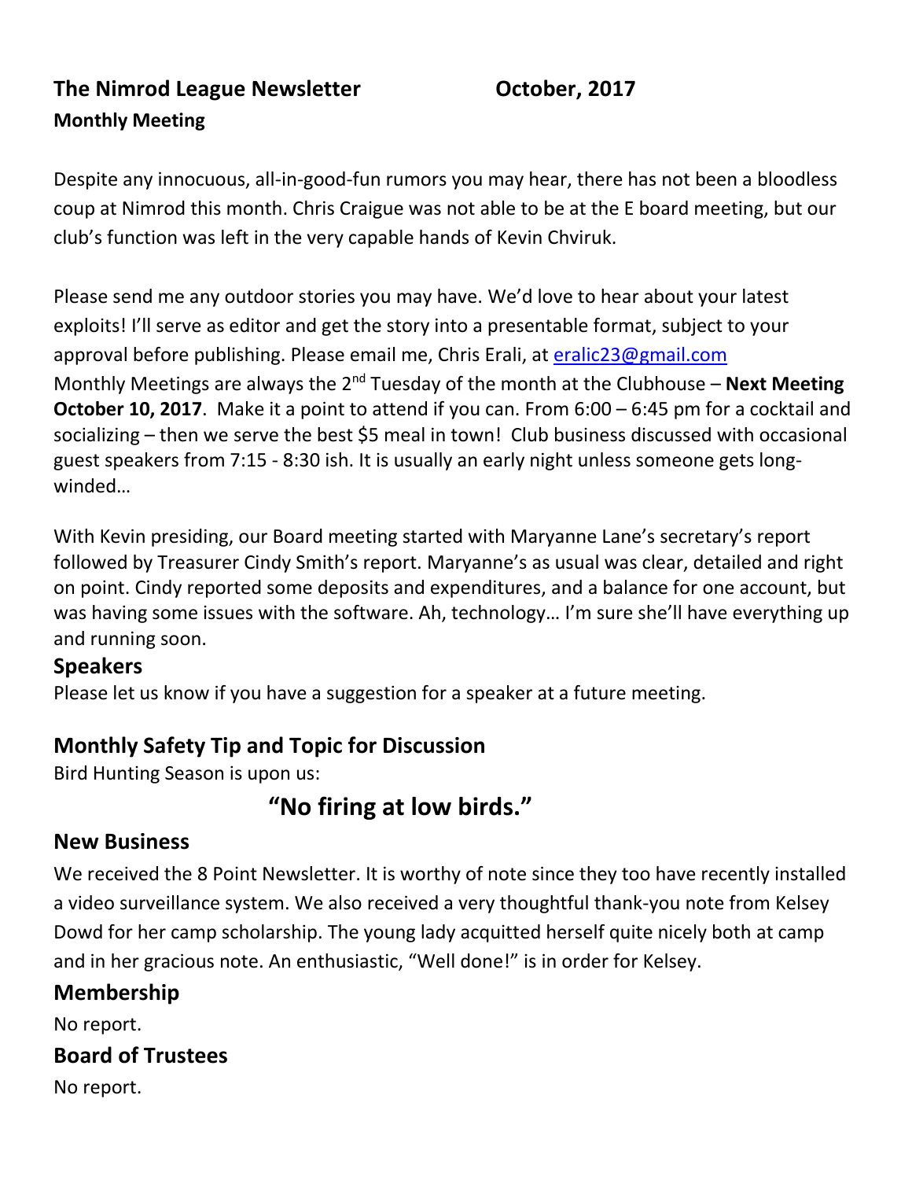# The Nimrod League Newsletter October, 2017

**Monthly Meeting**

Despite any innocuous, all-in-good-fun rumors you may hear, there has not been a bloodless coup at Nimrod this month. Chris Craigue was not able to be at the E board meeting, but our club's function was left in the very capable hands of Kevin Chviruk.

Please send me any outdoor stories you may have. We'd love to hear about your latest exploits! I'll serve as editor and get the story into a presentable format, subject to your approval before publishing. Please email me, Chris Erali, at eralic23@gmail.com

Monthly Meetings are always the 2nd Tuesday of the month at the Clubhouse – **Next Meeting October 10, 2017**. Make it a point to attend if you can. From 6:00 – 6:45 pm for a cocktail and socializing – then we serve the best $5 meal in town! Club business discussed with occasional guest speakers from 7:15 - 8:30 ish. It is usually an early night unless someone gets long-winded…

With Kevin presiding, our Board meeting started with Maryanne Lane's secretary's report followed by Treasurer Cindy Smith's report. Maryanne's as usual was clear, detailed and right on point. Cindy reported some deposits and expenditures, and a balance for one account, but was having some issues with the software. Ah, technology… I'm sure she'll have everything up and running soon.

## Speakers

Please let us know if you have a suggestion for a speaker at a future meeting.

## Monthly Safety Tip and Topic for Discussion

Bird Hunting Season is upon us:

**"No firing at low birds."**

## New Business

We received the 8 Point Newsletter. It is worthy of note since they too have recently installed a video surveillance system. We also received a very thoughtful thank-you note from Kelsey Dowd for her camp scholarship. The young lady acquitted herself quite nicely both at camp and in her gracious note. An enthusiastic, "Well done!" is in order for Kelsey.

## Membership

No report.

## Board of Trustees

No report.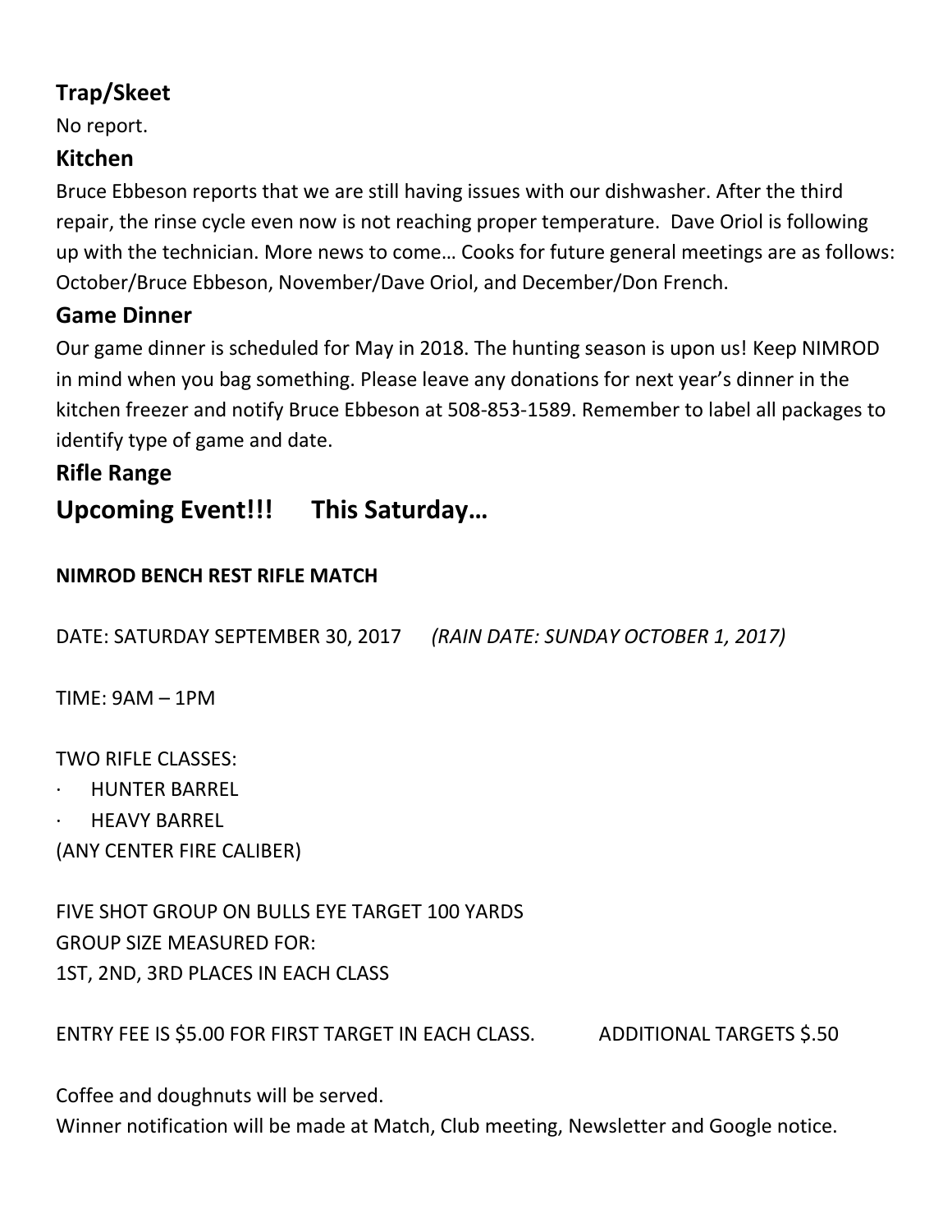## Trap/Skeet

No report.

## Kitchen

Bruce Ebbeson reports that we are still having issues with our dishwasher. After the third repair, the rinse cycle even now is not reaching proper temperature. Dave Oriol is following up with the technician. More news to come… Cooks for future general meetings are as follows: October/Bruce Ebbeson, November/Dave Oriol, and December/Don French.

## Game Dinner

Our game dinner is scheduled for May in 2018. The hunting season is upon us! Keep NIMROD in mind when you bag something. Please leave any donations for next year's dinner in the kitchen freezer and notify Bruce Ebbeson at 508-853-1589. Remember to label all packages to identify type of game and date.

## Rifle Range

# Upcoming Event!!! This Saturday…

**NIMROD BENCH REST RIFLE MATCH**

DATE: SATURDAY SEPTEMBER 30, 2017 *(RAIN DATE: SUNDAY OCTOBER 1, 2017)*

TIME: 9AM – 1PM

TWO RIFLE CLASSES:

- HUNTER BARREL
- HEAVY BARREL

(ANY CENTER FIRE CALIBER)

FIVE SHOT GROUP ON BULLS EYE TARGET 100 YARDS
GROUP SIZE MEASURED FOR:
1ST, 2ND, 3RD PLACES IN EACH CLASS

ENTRY FEE IS $5.00 FOR FIRST TARGET IN EACH CLASS. ADDITIONAL TARGETS $.50

Coffee and doughnuts will be served.
Winner notification will be made at Match, Club meeting, Newsletter and Google notice.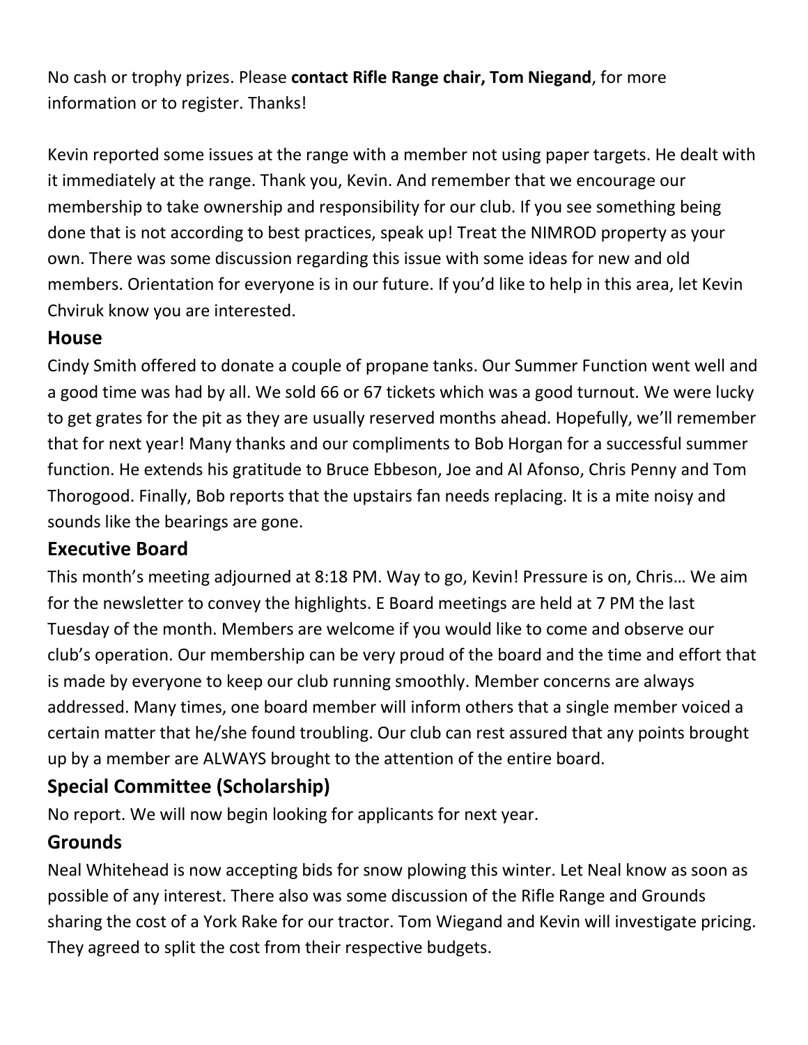No cash or trophy prizes. Please **contact Rifle Range chair, Tom Niegand**, for more information or to register. Thanks!

Kevin reported some issues at the range with a member not using paper targets. He dealt with it immediately at the range. Thank you, Kevin. And remember that we encourage our membership to take ownership and responsibility for our club. If you see something being done that is not according to best practices, speak up! Treat the NIMROD property as your own. There was some discussion regarding this issue with some ideas for new and old members. Orientation for everyone is in our future. If you'd like to help in this area, let Kevin Chviruk know you are interested.

## House

Cindy Smith offered to donate a couple of propane tanks. Our Summer Function went well and a good time was had by all. We sold 66 or 67 tickets which was a good turnout. We were lucky to get grates for the pit as they are usually reserved months ahead. Hopefully, we'll remember that for next year! Many thanks and our compliments to Bob Horgan for a successful summer function. He extends his gratitude to Bruce Ebbeson, Joe and Al Afonso, Chris Penny and Tom Thorogood. Finally, Bob reports that the upstairs fan needs replacing. It is a mite noisy and sounds like the bearings are gone.

## Executive Board

This month's meeting adjourned at 8:18 PM. Way to go, Kevin! Pressure is on, Chris… We aim for the newsletter to convey the highlights. E Board meetings are held at 7 PM the last Tuesday of the month. Members are welcome if you would like to come and observe our club's operation. Our membership can be very proud of the board and the time and effort that is made by everyone to keep our club running smoothly. Member concerns are always addressed. Many times, one board member will inform others that a single member voiced a certain matter that he/she found troubling. Our club can rest assured that any points brought up by a member are ALWAYS brought to the attention of the entire board.

## Special Committee (Scholarship)

No report. We will now begin looking for applicants for next year.

## Grounds

Neal Whitehead is now accepting bids for snow plowing this winter. Let Neal know as soon as possible of any interest. There also was some discussion of the Rifle Range and Grounds sharing the cost of a York Rake for our tractor. Tom Wiegand and Kevin will investigate pricing. They agreed to split the cost from their respective budgets.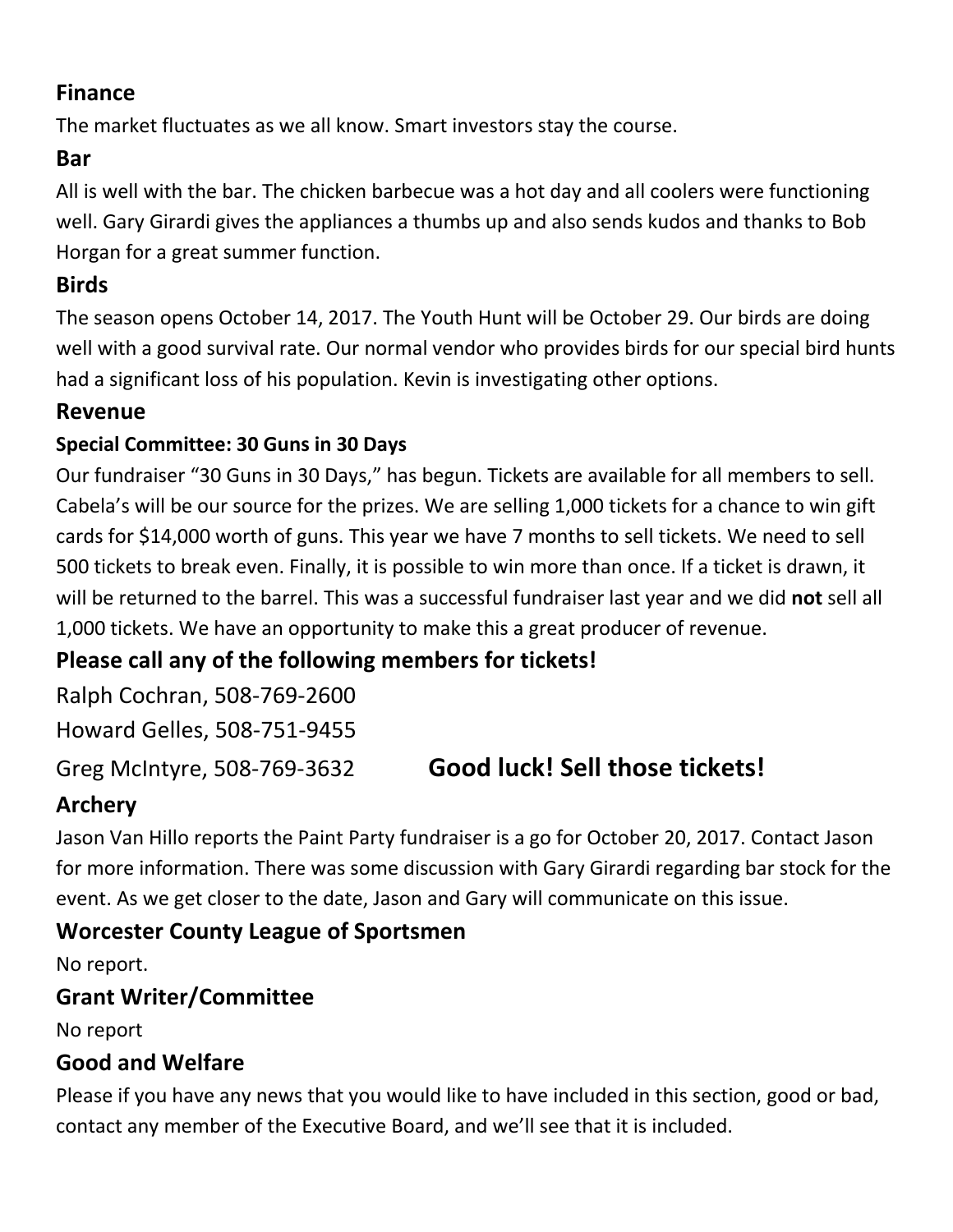## Finance

The market fluctuates as we all know. Smart investors stay the course.

## Bar

All is well with the bar. The chicken barbecue was a hot day and all coolers were functioning well. Gary Girardi gives the appliances a thumbs up and also sends kudos and thanks to Bob Horgan for a great summer function.

## Birds

The season opens October 14, 2017. The Youth Hunt will be October 29. Our birds are doing well with a good survival rate. Our normal vendor who provides birds for our special bird hunts had a significant loss of his population. Kevin is investigating other options.

## Revenue

### Special Committee: 30 Guns in 30 Days

Our fundraiser "30 Guns in 30 Days," has begun. Tickets are available for all members to sell. Cabela's will be our source for the prizes. We are selling 1,000 tickets for a chance to win gift cards for $14,000 worth of guns. This year we have 7 months to sell tickets. We need to sell 500 tickets to break even. Finally, it is possible to win more than once. If a ticket is drawn, it will be returned to the barrel. This was a successful fundraiser last year and we did **not** sell all 1,000 tickets. We have an opportunity to make this a great producer of revenue.

**Please call any of the following members for tickets!**

Ralph Cochran, 508-769-2600

Howard Gelles, 508-751-9455

Greg McIntyre, 508-769-3632

**Good luck! Sell those tickets!**

## Archery

Jason Van Hillo reports the Paint Party fundraiser is a go for October 20, 2017. Contact Jason for more information. There was some discussion with Gary Girardi regarding bar stock for the event. As we get closer to the date, Jason and Gary will communicate on this issue.

## Worcester County League of Sportsmen

No report.

## Grant Writer/Committee

No report

## Good and Welfare

Please if you have any news that you would like to have included in this section, good or bad, contact any member of the Executive Board, and we'll see that it is included.